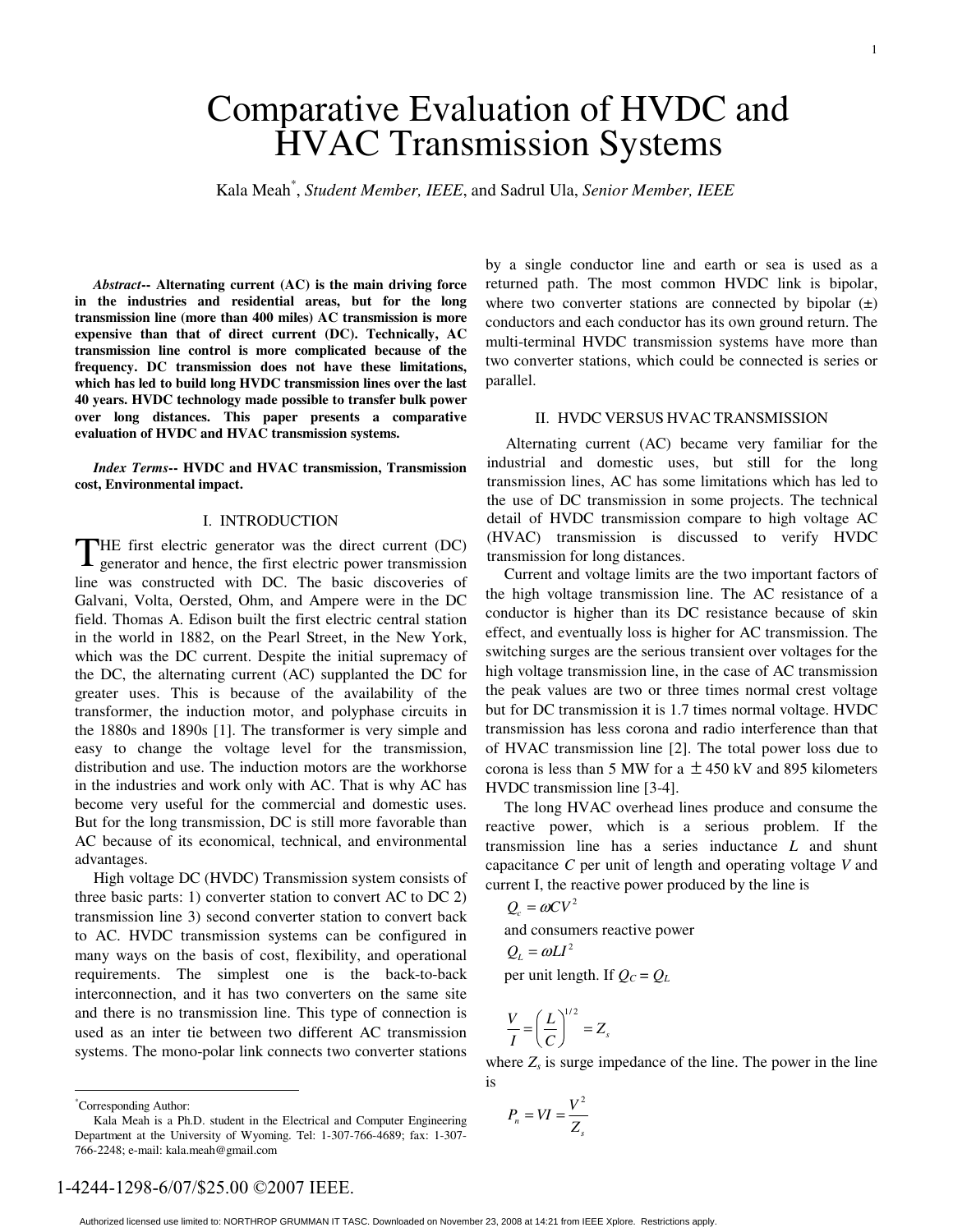# Comparative Evaluation of HVDC and HVAC Transmission Systems

Kala Meah*, *Student Member, IEEE*, and Sadrul Ula, *Senior Member, IEEE*

***Abstract*-- Alternating current (AC) is the main driving force in the industries and residential areas, but for the long transmission line (more than 400 miles) AC transmission is more expensive than that of direct current (DC). Technically, AC transmission line control is more complicated because of the frequency. DC transmission does not have these limitations, which has led to build long HVDC transmission lines over the last 40 years. HVDC technology made possible to transfer bulk power over long distances. This paper presents a comparative evaluation of HVDC and HVAC transmission systems.**

***Index Terms*-- HVDC and HVAC transmission, Transmission cost, Environmental impact.**

## I. INTRODUCTION

THE first electric generator was the direct current (DC) generator and hence, the first electric power transmission line was constructed with DC. The basic discoveries of Galvani, Volta, Oersted, Ohm, and Ampere were in the DC field. Thomas A. Edison built the first electric central station in the world in 1882, on the Pearl Street, in the New York, which was the DC current. Despite the initial supremacy of the DC, the alternating current (AC) supplanted the DC for greater uses. This is because of the availability of the transformer, the induction motor, and polyphase circuits in the 1880s and 1890s [1]. The transformer is very simple and easy to change the voltage level for the transmission, distribution and use. The induction motors are the workhorse in the industries and work only with AC. That is why AC has become very useful for the commercial and domestic uses. But for the long transmission, DC is still more favorable than AC because of its economical, technical, and environmental advantages.

High voltage DC (HVDC) Transmission system consists of three basic parts: 1) converter station to convert AC to DC 2) transmission line 3) second converter station to convert back to AC. HVDC transmission systems can be configured in many ways on the basis of cost, flexibility, and operational requirements. The simplest one is the back-to-back interconnection, and it has two converters on the same site and there is no transmission line. This type of connection is used as an inter tie between two different AC transmission systems. The mono-polar link connects two converter stations by a single conductor line and earth or sea is used as a returned path. The most common HVDC link is bipolar, where two converter stations are connected by bipolar (±) conductors and each conductor has its own ground return. The multi-terminal HVDC transmission systems have more than two converter stations, which could be connected is series or parallel.

## II. HVDC VERSUS HVAC TRANSMISSION

Alternating current (AC) became very familiar for the industrial and domestic uses, but still for the long transmission lines, AC has some limitations which has led to the use of DC transmission in some projects. The technical detail of HVDC transmission compare to high voltage AC (HVAC) transmission is discussed to verify HVDC transmission for long distances.

Current and voltage limits are the two important factors of the high voltage transmission line. The AC resistance of a conductor is higher than its DC resistance because of skin effect, and eventually loss is higher for AC transmission. The switching surges are the serious transient over voltages for the high voltage transmission line, in the case of AC transmission the peak values are two or three times normal crest voltage but for DC transmission it is 1.7 times normal voltage. HVDC transmission has less corona and radio interference than that of HVAC transmission line [2]. The total power loss due to corona is less than 5 MW for a ± 450 kV and 895 kilometers HVDC transmission line [3-4].

The long HVAC overhead lines produce and consume the reactive power, which is a serious problem. If the transmission line has a series inductance $L$ and shunt capacitance $C$ per unit of length and operating voltage $V$ and current I, the reactive power produced by the line is

$$Q_c = \omega C V^2$$

and consumers reactive power

$$Q_L = \omega L I^2$$

per unit length. If $Q_C = Q_L$

$$\frac{V}{I} = \left(\frac{L}{C}\right)^{1/2} = Z_s$$

where $Z_s$ is surge impedance of the line. The power in the line is

$$P_n = VI = \frac{V^2}{Z_s}$$

---

*Corresponding Author:

Kala Meah is a Ph.D. student in the Electrical and Computer Engineering Department at the University of Wyoming. Tel: 1-307-766-4689; fax: 1-307-766-2248; e-mail: kala.meah@gmail.com

1-4244-1298-6/07/$25.00 ©2007 IEEE.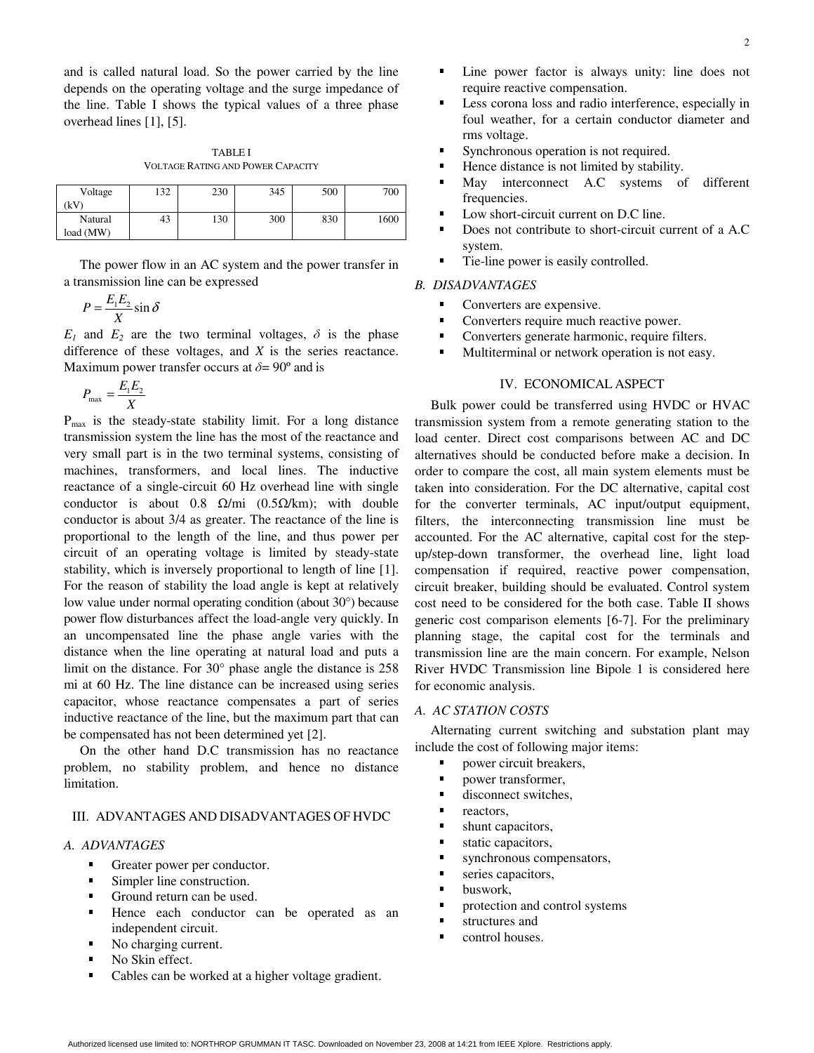and is called natural load. So the power carried by the line depends on the operating voltage and the surge impedance of the line. Table I shows the typical values of a three phase overhead lines [1], [5].

TABLE I
VOLTAGE RATING AND POWER CAPACITY

| Voltage (kV) | 132 | 230 | 345 | 500 | 700 |
|---|---|---|---|---|---|
| Natural load (MW) | 43 | 130 | 300 | 830 | 1600 |

The power flow in an AC system and the power transfer in a transmission line can be expressed

$$P = \frac{E_1 E_2}{X} \sin \delta$$

$E_1$ and $E_2$ are the two terminal voltages, $\delta$ is the phase difference of these voltages, and $X$ is the series reactance. Maximum power transfer occurs at $\delta$= 90º and is

$$P_{\max} = \frac{E_1 E_2}{X}$$

$P_{max}$ is the steady-state stability limit. For a long distance transmission system the line has the most of the reactance and very small part is in the two terminal systems, consisting of machines, transformers, and local lines. The inductive reactance of a single-circuit 60 Hz overhead line with single conductor is about 0.8 Ω/mi (0.5Ω/km); with double conductor is about 3/4 as greater. The reactance of the line is proportional to the length of the line, and thus power per circuit of an operating voltage is limited by steady-state stability, which is inversely proportional to length of line [1]. For the reason of stability the load angle is kept at relatively low value under normal operating condition (about 30°) because power flow disturbances affect the load-angle very quickly. In an uncompensated line the phase angle varies with the distance when the line operating at natural load and puts a limit on the distance. For 30° phase angle the distance is 258 mi at 60 Hz. The line distance can be increased using series capacitor, whose reactance compensates a part of series inductive reactance of the line, but the maximum part that can be compensated has not been determined yet [2].

On the other hand D.C transmission has no reactance problem, no stability problem, and hence no distance limitation.

## III. ADVANTAGES AND DISADVANTAGES OF HVDC

### A. ADVANTAGES

- Greater power per conductor.
- Simpler line construction.
- Ground return can be used.
- Hence each conductor can be operated as an independent circuit.
- No charging current.
- No Skin effect.
- Cables can be worked at a higher voltage gradient.
- Line power factor is always unity: line does not require reactive compensation.
- Less corona loss and radio interference, especially in foul weather, for a certain conductor diameter and rms voltage.
- Synchronous operation is not required.
- Hence distance is not limited by stability.
- May interconnect A.C systems of different frequencies.
- Low short-circuit current on D.C line.
- Does not contribute to short-circuit current of a A.C system.
- Tie-line power is easily controlled.

### B. DISADVANTAGES

- Converters are expensive.
- Converters require much reactive power.
- Converters generate harmonic, require filters.
- Multiterminal or network operation is not easy.

## IV. ECONOMICAL ASPECT

Bulk power could be transferred using HVDC or HVAC transmission system from a remote generating station to the load center. Direct cost comparisons between AC and DC alternatives should be conducted before make a decision. In order to compare the cost, all main system elements must be taken into consideration. For the DC alternative, capital cost for the converter terminals, AC input/output equipment, filters, the interconnecting transmission line must be accounted. For the AC alternative, capital cost for the step-up/step-down transformer, the overhead line, light load compensation if required, reactive power compensation, circuit breaker, building should be evaluated. Control system cost need to be considered for the both case. Table II shows generic cost comparison elements [6-7]. For the preliminary planning stage, the capital cost for the terminals and transmission line are the main concern. For example, Nelson River HVDC Transmission line Bipole 1 is considered here for economic analysis.

### A. AC STATION COSTS

Alternating current switching and substation plant may include the cost of following major items:

- power circuit breakers,
- power transformer,
- disconnect switches,
- reactors,
- shunt capacitors,
- static capacitors,
- synchronous compensators,
- series capacitors,
- buswork,
- protection and control systems
- structures and
- control houses.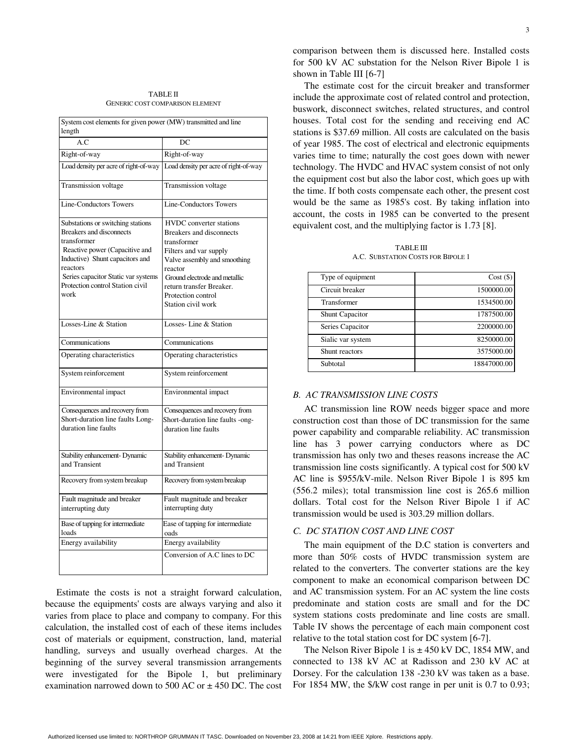TABLE II
GENERIC COST COMPARISON ELEMENT

| System cost elements for given power (MW) transmitted and line length | |
|---|---|
| A.C | DC |
| Right-of-way | Right-of-way |
| Load density per acre of right-of-way | Load density per acre of right-of-way |
| Transmission voltage | Transmission voltage |
| Line-Conductors Towers | Line-Conductors Towers |
| Substations or switching stations Breakers and disconnects transformer Reactive power (Capacitive and Inductive) Shunt capacitors and reactors Series capacitor Static var systems Protection control Station civil work | HVDC converter stations Breakers and disconnects transformer Filters and var supply Valve assembly and smoothing reactor Ground electrode and metallic return transfer Breaker. Protection control Station civil work |
| Losses-Line & Station | Losses- Line & Station |
| Communications | Communications |
| Operating characteristics | Operating characteristics |
| System reinforcement | System reinforcement |
| Environmental impact | Environmental impact |
| Consequences and recovery from Short-duration line faults Long-duration line faults | Consequences and recovery from Short-duration line faults -ong-duration line faults |
| Stability enhancement- Dynamic and Transient | Stability enhancement- Dynamic and Transient |
| Recovery from system breakup | Recovery from system breakup |
| Fault magnitude and breaker interrupting duty | Fault magnitude and breaker interrupting duty |
| Base of tapping for intermediate loads | Ease of tapping for intermediate oads |
| Energy availability | Energy availability |
| | Conversion of A.C lines to DC |

Estimate the costs is not a straight forward calculation, because the equipments' costs are always varying and also it varies from place to place and company to company. For this calculation, the installed cost of each of these items includes cost of materials or equipment, construction, land, material handling, surveys and usually overhead charges. At the beginning of the survey several transmission arrangements were investigated for the Bipole 1, but preliminary examination narrowed down to 500 AC or ± 450 DC. The cost comparison between them is discussed here. Installed costs for 500 kV AC substation for the Nelson River Bipole 1 is shown in Table III [6-7]

The estimate cost for the circuit breaker and transformer include the approximate cost of related control and protection, buswork, disconnect switches, related structures, and control houses. Total cost for the sending and receiving end AC stations is $37.69 million. All costs are calculated on the basis of year 1985. The cost of electrical and electronic equipments varies time to time; naturally the cost goes down with newer technology. The HVDC and HVAC system consist of not only the equipment cost but also the labor cost, which goes up with the time. If both costs compensate each other, the present cost would be the same as 1985's cost. By taking inflation into account, the costs in 1985 can be converted to the present equivalent cost, and the multiplying factor is 1.73 [8].

TABLE III
A.C. SUBSTATION COSTS FOR BIPOLE 1

| Type of equipment | Cost ($) |
|---|---|
| Circuit breaker | 1500000.00 |
| Transformer | 1534500.00 |
| Shunt Capacitor | 1787500.00 |
| Series Capacitor | 2200000.00 |
| Sialic var system | 8250000.00 |
| Shunt reactors | 3575000.00 |
| Subtotal | 18847000.00 |

### *B. AC TRANSMISSION LINE COSTS*

AC transmission line ROW needs bigger space and more construction cost than those of DC transmission for the same power capability and comparable reliability. AC transmission line has 3 power carrying conductors where as DC transmission has only two and theses reasons increase the AC transmission line costs significantly. A typical cost for 500 kV AC line is $955/kV-mile. Nelson River Bipole 1 is 895 km (556.2 miles); total transmission line cost is 265.6 million dollars. Total cost for the Nelson River Bipole 1 if AC transmission would be used is 303.29 million dollars.

### *C. DC STATION COST AND LINE COST*

The main equipment of the D.C station is converters and more than 50% costs of HVDC transmission system are related to the converters. The converter stations are the key component to make an economical comparison between DC and AC transmission system. For an AC system the line costs predominate and station costs are small and for the DC system stations costs predominate and line costs are small. Table IV shows the percentage of each main component cost relative to the total station cost for DC system [6-7].

The Nelson River Bipole 1 is ± 450 kV DC, 1854 MW, and connected to 138 kV AC at Radisson and 230 kV AC at Dorsey. For the calculation 138 -230 kV was taken as a base. For 1854 MW, the $/kW cost range in per unit is 0.7 to 0.93;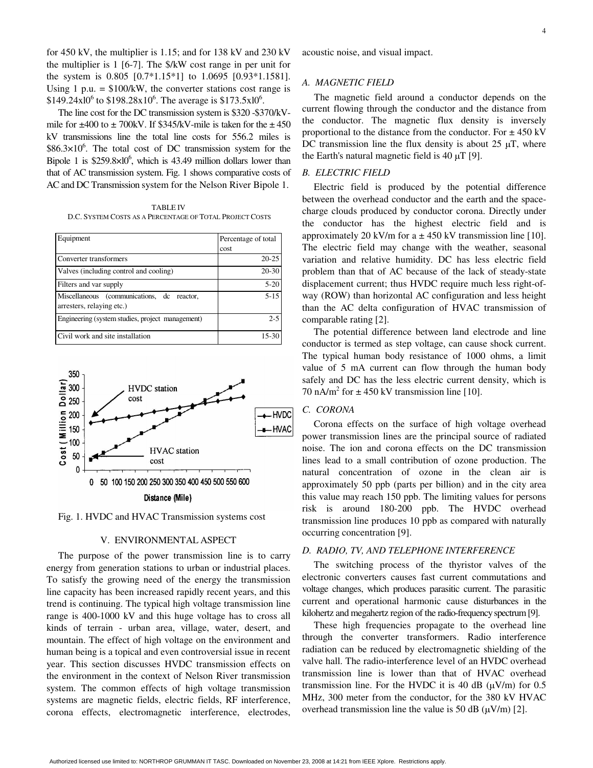for 450 kV, the multiplier is 1.15; and for 138 kV and 230 kV the multiplier is 1 [6-7]. The $/kW cost range in per unit for the system is 0.805 [0.7*1.15*1] to 1.0695 [0.93*1.1581]. Using 1 p.u. = $100/kW, the converter stations cost range is $\$149.24\times10^6$ to $\$198.28\times10^6$. The average is $\$173.5\times10^6$.

The line cost for the DC transmission system is $320 -$370/kV-mile for ±400 to ± 700kV. If $345/kV-mile is taken for the ± 450 kV transmissions line the total line costs for 556.2 miles is $\$86.3\times10^6$. The total cost of DC transmission system for the Bipole 1 is $\$259.8\times10^6$, which is 43.49 million dollars lower than that of AC transmission system. Fig. 1 shows comparative costs of AC and DC Transmission system for the Nelson River Bipole 1.

TABLE IV
D.C. SYSTEM COSTS AS A PERCENTAGE OF TOTAL PROJECT COSTS

| Equipment | Percentage of total cost |
|---|---|
| Converter transformers | 20-25 |
| Valves (including control and cooling) | 20-30 |
| Filters and var supply | 5-20 |
| Miscellaneous (communications, dc reactor, arresters, relaying etc.) | 5-15 |
| Engineering (system studies, project management) | 2-5 |
| Civil work and site installation | 15-30 |

Fig. 1. HVDC and HVAC Transmission systems cost

## V. ENVIRONMENTAL ASPECT

The purpose of the power transmission line is to carry energy from generation stations to urban or industrial places. To satisfy the growing need of the energy the transmission line capacity has been increased rapidly recent years, and this trend is continuing. The typical high voltage transmission line range is 400-1000 kV and this huge voltage has to cross all kinds of terrain - urban area, village, water, desert, and mountain. The effect of high voltage on the environment and human being is a topical and even controversial issue in recent year. This section discusses HVDC transmission effects on the environment in the context of Nelson River transmission system. The common effects of high voltage transmission systems are magnetic fields, electric fields, RF interference, corona effects, electromagnetic interference, electrodes, acoustic noise, and visual impact.

### A. MAGNETIC FIELD

The magnetic field around a conductor depends on the current flowing through the conductor and the distance from the conductor. The magnetic flux density is inversely proportional to the distance from the conductor. For ± 450 kV DC transmission line the flux density is about 25 $\mu$T, where the Earth's natural magnetic field is 40 $\mu$T [9].

### B. ELECTRIC FIELD

Electric field is produced by the potential difference between the overhead conductor and the earth and the space-charge clouds produced by conductor corona. Directly under the conductor has the highest electric field and is approximately 20 kV/m for a ± 450 kV transmission line [10]. The electric field may change with the weather, seasonal variation and relative humidity. DC has less electric field problem than that of AC because of the lack of steady-state displacement current; thus HVDC require much less right-of-way (ROW) than horizontal AC configuration and less height than the AC delta configuration of HVAC transmission of comparable rating [2].

The potential difference between land electrode and line conductor is termed as step voltage, can cause shock current. The typical human body resistance of 1000 ohms, a limit value of 5 mA current can flow through the human body safely and DC has the less electric current density, which is 70 nA/m$^2$ for ± 450 kV transmission line [10].

### C. CORONA

Corona effects on the surface of high voltage overhead power transmission lines are the principal source of radiated noise. The ion and corona effects on the DC transmission lines lead to a small contribution of ozone production. The natural concentration of ozone in the clean air is approximately 50 ppb (parts per billion) and in the city area this value may reach 150 ppb. The limiting values for persons risk is around 180-200 ppb. The HVDC overhead transmission line produces 10 ppb as compared with naturally occurring concentration [9].

### D. RADIO, TV, AND TELEPHONE INTERFERENCE

The switching process of the thyristor valves of the electronic converters causes fast current commutations and voltage changes, which produces parasitic current. The parasitic current and operational harmonic cause disturbances in the kilohertz and megahertz region of the radio-frequency spectrum [9].

These high frequencies propagate to the overhead line through the converter transformers. Radio interference radiation can be reduced by electromagnetic shielding of the valve hall. The radio-interference level of an HVDC overhead transmission line is lower than that of HVAC overhead transmission line. For the HVDC it is 40 dB ($\mu$V/m) for 0.5 MHz, 300 meter from the conductor, for the 380 kV HVAC overhead transmission line the value is 50 dB ($\mu$V/m) [2].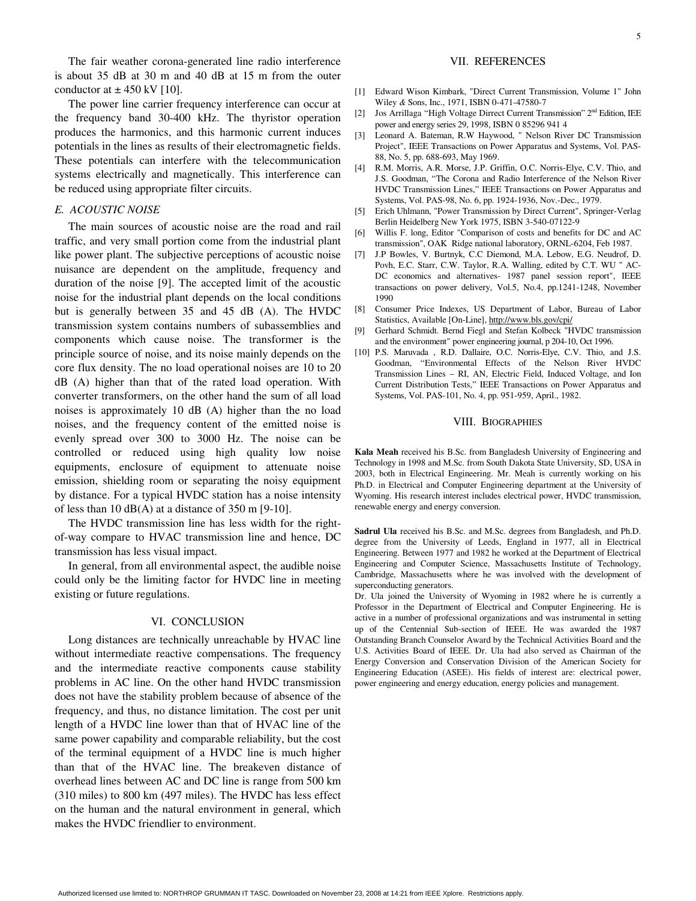The fair weather corona-generated line radio interference is about 35 dB at 30 m and 40 dB at 15 m from the outer conductor at ± 450 kV [10].

The power line carrier frequency interference can occur at the frequency band 30-400 kHz. The thyristor operation produces the harmonics, and this harmonic current induces potentials in the lines as results of their electromagnetic fields. These potentials can interfere with the telecommunication systems electrically and magnetically. This interference can be reduced using appropriate filter circuits.

### *E. ACOUSTIC NOISE*

The main sources of acoustic noise are the road and rail traffic, and very small portion come from the industrial plant like power plant. The subjective perceptions of acoustic noise nuisance are dependent on the amplitude, frequency and duration of the noise [9]. The accepted limit of the acoustic noise for the industrial plant depends on the local conditions but is generally between 35 and 45 dB (A). The HVDC transmission system contains numbers of subassemblies and components which cause noise. The transformer is the principle source of noise, and its noise mainly depends on the core flux density. The no load operational noises are 10 to 20 dB (A) higher than that of the rated load operation. With converter transformers, on the other hand the sum of all load noises is approximately 10 dB (A) higher than the no load noises, and the frequency content of the emitted noise is evenly spread over 300 to 3000 Hz. The noise can be controlled or reduced using high quality low noise equipments, enclosure of equipment to attenuate noise emission, shielding room or separating the noisy equipment by distance. For a typical HVDC station has a noise intensity of less than 10 dB(A) at a distance of 350 m [9-10].

The HVDC transmission line has less width for the right-of-way compare to HVAC transmission line and hence, DC transmission has less visual impact.

In general, from all environmental aspect, the audible noise could only be the limiting factor for HVDC line in meeting existing or future regulations.

## VI. CONCLUSION

Long distances are technically unreachable by HVAC line without intermediate reactive compensations. The frequency and the intermediate reactive components cause stability problems in AC line. On the other hand HVDC transmission does not have the stability problem because of absence of the frequency, and thus, no distance limitation. The cost per unit length of a HVDC line lower than that of HVAC line of the same power capability and comparable reliability, but the cost of the terminal equipment of a HVDC line is much higher than that of the HVAC line. The breakeven distance of overhead lines between AC and DC line is range from 500 km (310 miles) to 800 km (497 miles). The HVDC has less effect on the human and the natural environment in general, which makes the HVDC friendlier to environment.

## VII. REFERENCES

[1] Edward Wison Kimbark, "Direct Current Transmission, Volume 1" John Wiley & Sons, Inc., 1971, ISBN 0-471-47580-7

[2] Jos Arrillaga "High Voltage Dirrect Current Transmission" 2nd Edition, IEE power and energy series 29, 1998, ISBN 0 85296 941 4

[3] Leonard A. Bateman, R.W Haywood, " Nelson River DC Transmission Project", IEEE Transactions on Power Apparatus and Systems, Vol. PAS-88, No. 5, pp. 688-693, May 1969.

[4] R.M. Morris, A.R. Morse, J.P. Griffin, O.C. Norris-Elye, C.V. Thio, and J.S. Goodman, "The Corona and Radio Interference of the Nelson River HVDC Transmission Lines," IEEE Transactions on Power Apparatus and Systems, Vol. PAS-98, No. 6, pp. 1924-1936, Nov.-Dec., 1979.

[5] Erich Uhlmann, "Power Transmission by Direct Current", Springer-Verlag Berlin Heidelberg New York 1975, ISBN 3-540-07122-9

[6] Willis F. long, Editor "Comparison of costs and benefits for DC and AC transmission", OAK Ridge national laboratory, ORNL-6204, Feb 1987.

[7] J.P Bowles, V. Burtnyk, C.C Diemond, M.A. Lebow, E.G. Neudrof, D. Povh, E.C. Starr, C.W. Taylor, R.A. Walling, edited by C.T. WU " AC-DC economics and alternatives- 1987 panel session report", IEEE transactions on power delivery, Vol.5, No.4, pp.1241-1248, November 1990

[8] Consumer Price Indexes, US Department of Labor, Bureau of Labor Statistics, Available [On-Line], http://www.bls.gov/cpi/

[9] Gerhard Schmidt. Bernd Fiegl and Stefan Kolbeck "HVDC transmission and the environment" power engineering journal, p 204-10, Oct 1996.

[10] P.S. Maruvada , R.D. Dallaire, O.C. Norris-Elye, C.V. Thio, and J.S. Goodman, "Environmental Effects of the Nelson River HVDC Transmission Lines – RI, AN, Electric Field, Induced Voltage, and Ion Current Distribution Tests," IEEE Transactions on Power Apparatus and Systems, Vol. PAS-101, No. 4, pp. 951-959, April., 1982.

## VIII. BIOGRAPHIES

**Kala Meah** received his B.Sc. from Bangladesh University of Engineering and Technology in 1998 and M.Sc. from South Dakota State University, SD, USA in 2003, both in Electrical Engineering. Mr. Meah is currently working on his Ph.D. in Electrical and Computer Engineering department at the University of Wyoming. His research interest includes electrical power, HVDC transmission, renewable energy and energy conversion.

**Sadrul Ula** received his B.Sc. and M.Sc. degrees from Bangladesh, and Ph.D. degree from the University of Leeds, England in 1977, all in Electrical Engineering. Between 1977 and 1982 he worked at the Department of Electrical Engineering and Computer Science, Massachusetts Institute of Technology, Cambridge, Massachusetts where he was involved with the development of superconducting generators.

Dr. Ula joined the University of Wyoming in 1982 where he is currently a Professor in the Department of Electrical and Computer Engineering. He is active in a number of professional organizations and was instrumental in setting up of the Centennial Sub-section of IEEE. He was awarded the 1987 Outstanding Branch Counselor Award by the Technical Activities Board and the U.S. Activities Board of IEEE. Dr. Ula had also served as Chairman of the Energy Conversion and Conservation Division of the American Society for Engineering Education (ASEE). His fields of interest are: electrical power, power engineering and energy education, energy policies and management.